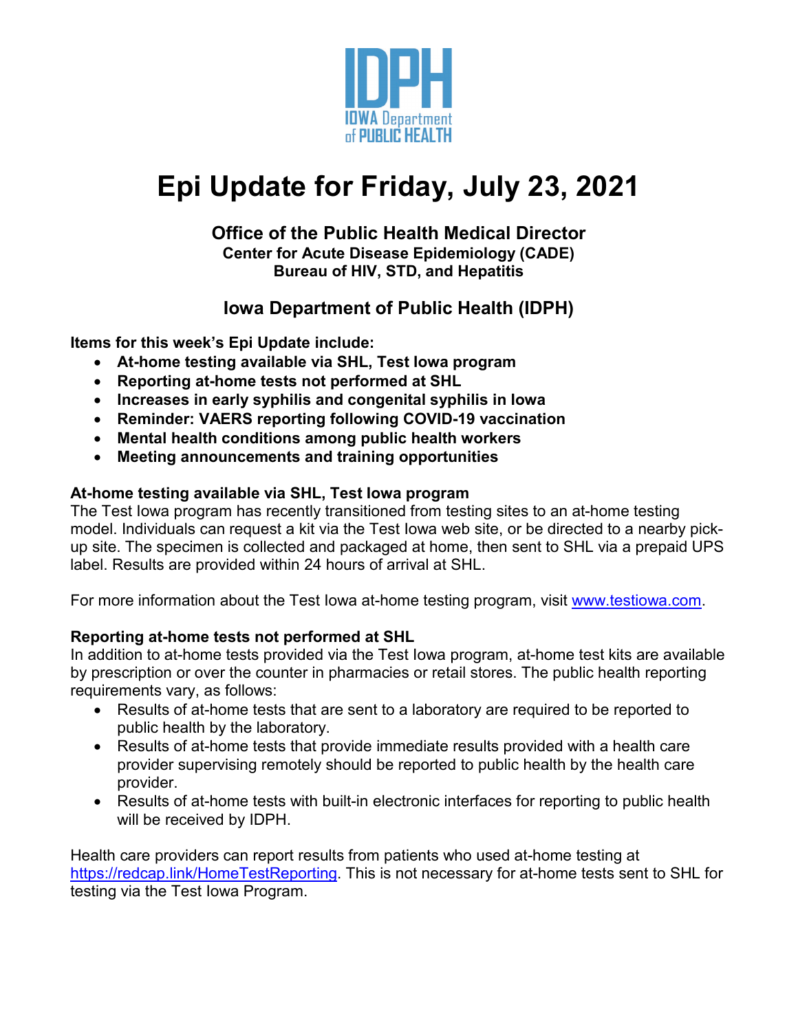IDPH
IOWA Department of PUBLIC HEALTH

# Epi Update for Friday, July 23, 2021

## Office of the Public Health Medical Director

**Center for Acute Disease Epidemiology (CADE)**
**Bureau of HIV, STD, and Hepatitis**

## Iowa Department of Public Health (IDPH)

**Items for this week's Epi Update include:**

- **At-home testing available via SHL, Test Iowa program**
- **Reporting at-home tests not performed at SHL**
- **Increases in early syphilis and congenital syphilis in Iowa**
- **Reminder: VAERS reporting following COVID-19 vaccination**
- **Mental health conditions among public health workers**
- **Meeting announcements and training opportunities**

### At-home testing available via SHL, Test Iowa program

The Test Iowa program has recently transitioned from testing sites to an at-home testing model. Individuals can request a kit via the Test Iowa web site, or be directed to a nearby pick-up site. The specimen is collected and packaged at home, then sent to SHL via a prepaid UPS label. Results are provided within 24 hours of arrival at SHL.

For more information about the Test Iowa at-home testing program, visit [www.testiowa.com](http://www.testiowa.com).

### Reporting at-home tests not performed at SHL

In addition to at-home tests provided via the Test Iowa program, at-home test kits are available by prescription or over the counter in pharmacies or retail stores. The public health reporting requirements vary, as follows:

- Results of at-home tests that are sent to a laboratory are required to be reported to public health by the laboratory.
- Results of at-home tests that provide immediate results provided with a health care provider supervising remotely should be reported to public health by the health care provider.
- Results of at-home tests with built-in electronic interfaces for reporting to public health will be received by IDPH.

Health care providers can report results from patients who used at-home testing at [https://redcap.link/HomeTestReporting](https://redcap.link/HomeTestReporting). This is not necessary for at-home tests sent to SHL for testing via the Test Iowa Program.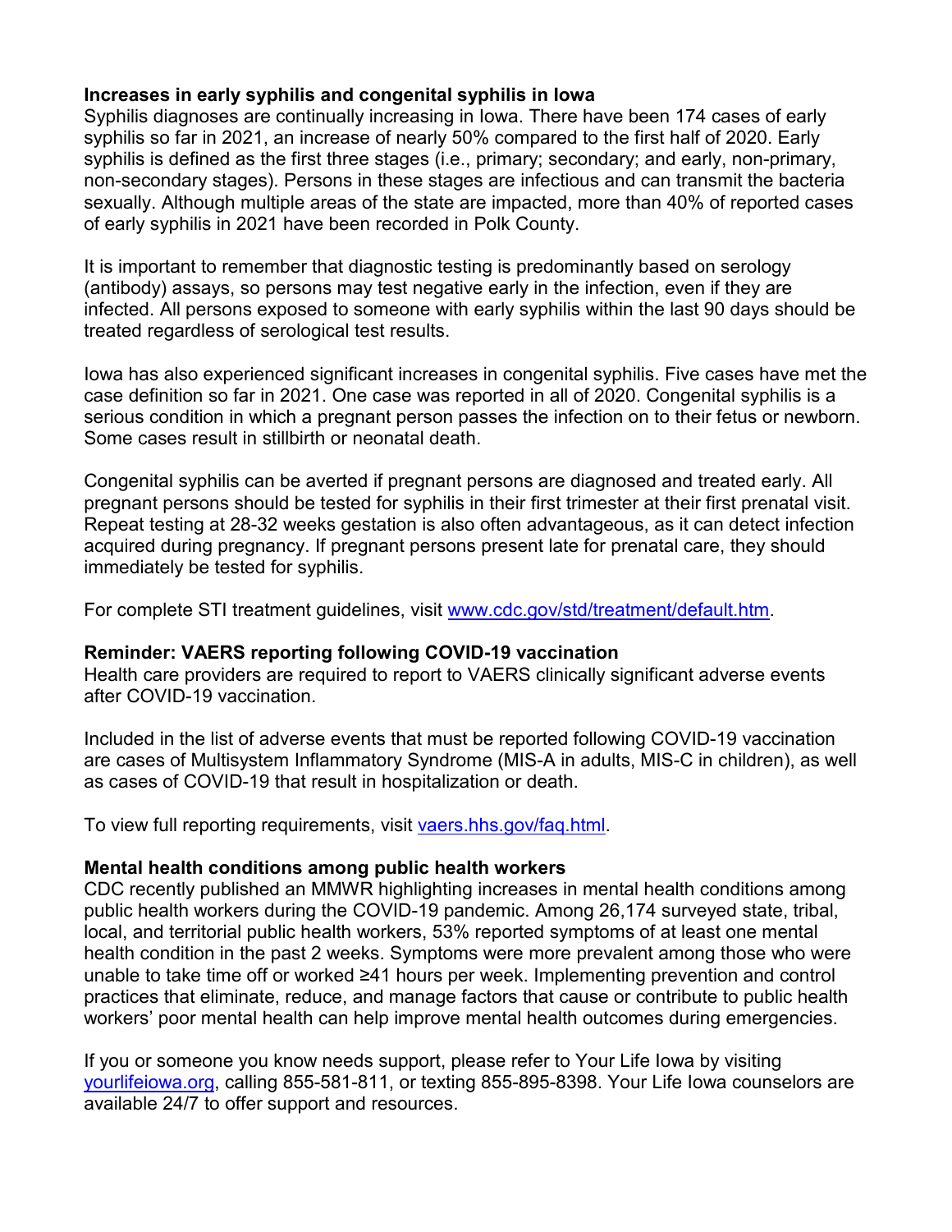**Increases in early syphilis and congenital syphilis in Iowa**

Syphilis diagnoses are continually increasing in Iowa. There have been 174 cases of early syphilis so far in 2021, an increase of nearly 50% compared to the first half of 2020. Early syphilis is defined as the first three stages (i.e., primary; secondary; and early, non-primary, non-secondary stages). Persons in these stages are infectious and can transmit the bacteria sexually. Although multiple areas of the state are impacted, more than 40% of reported cases of early syphilis in 2021 have been recorded in Polk County.

It is important to remember that diagnostic testing is predominantly based on serology (antibody) assays, so persons may test negative early in the infection, even if they are infected. All persons exposed to someone with early syphilis within the last 90 days should be treated regardless of serological test results.

Iowa has also experienced significant increases in congenital syphilis. Five cases have met the case definition so far in 2021. One case was reported in all of 2020. Congenital syphilis is a serious condition in which a pregnant person passes the infection on to their fetus or newborn. Some cases result in stillbirth or neonatal death.

Congenital syphilis can be averted if pregnant persons are diagnosed and treated early. All pregnant persons should be tested for syphilis in their first trimester at their first prenatal visit. Repeat testing at 28-32 weeks gestation is also often advantageous, as it can detect infection acquired during pregnancy. If pregnant persons present late for prenatal care, they should immediately be tested for syphilis.

For complete STI treatment guidelines, visit www.cdc.gov/std/treatment/default.htm.

**Reminder: VAERS reporting following COVID-19 vaccination**

Health care providers are required to report to VAERS clinically significant adverse events after COVID-19 vaccination.

Included in the list of adverse events that must be reported following COVID-19 vaccination are cases of Multisystem Inflammatory Syndrome (MIS-A in adults, MIS-C in children), as well as cases of COVID-19 that result in hospitalization or death.

To view full reporting requirements, visit vaers.hhs.gov/faq.html.

**Mental health conditions among public health workers**

CDC recently published an MMWR highlighting increases in mental health conditions among public health workers during the COVID-19 pandemic. Among 26,174 surveyed state, tribal, local, and territorial public health workers, 53% reported symptoms of at least one mental health condition in the past 2 weeks. Symptoms were more prevalent among those who were unable to take time off or worked ≥41 hours per week. Implementing prevention and control practices that eliminate, reduce, and manage factors that cause or contribute to public health workers' poor mental health can help improve mental health outcomes during emergencies.

If you or someone you know needs support, please refer to Your Life Iowa by visiting yourlifeiowa.org, calling 855-581-811, or texting 855-895-8398. Your Life Iowa counselors are available 24/7 to offer support and resources.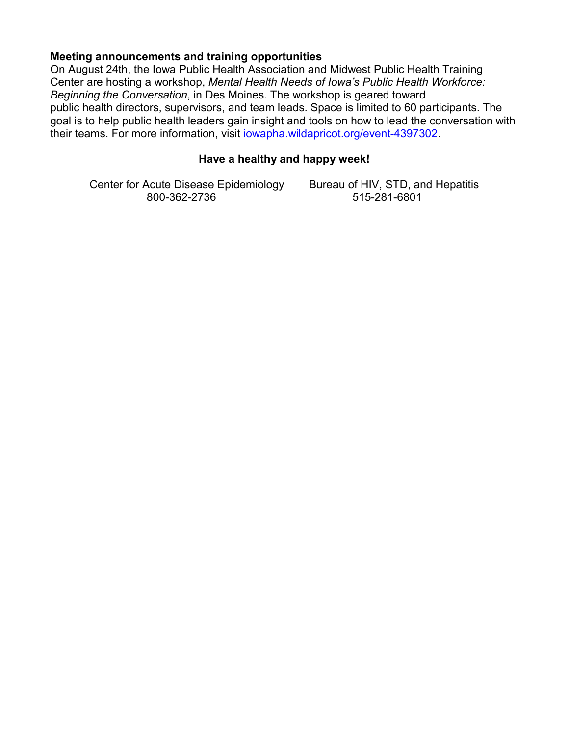**Meeting announcements and training opportunities**

On August 24th, the Iowa Public Health Association and Midwest Public Health Training Center are hosting a workshop, *Mental Health Needs of Iowa's Public Health Workforce: Beginning the Conversation*, in Des Moines. The workshop is geared toward public health directors, supervisors, and team leads. Space is limited to 60 participants. The goal is to help public health leaders gain insight and tools on how to lead the conversation with their teams. For more information, visit iowapha.wildapricot.org/event-4397302.

**Have a healthy and happy week!**

Center for Acute Disease Epidemiology
800-362-2736

Bureau of HIV, STD, and Hepatitis
515-281-6801